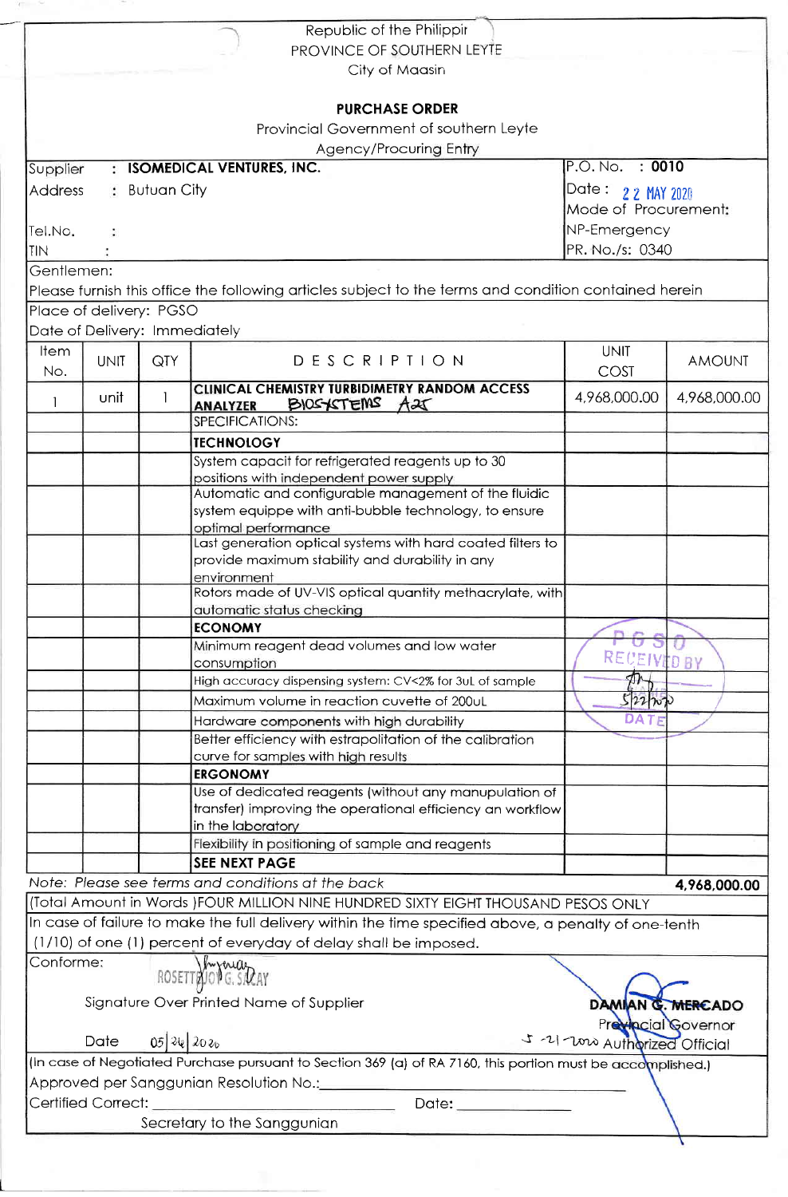Republic of the Philippin
PROVINCE OF SOUTHERN LEYTE
City of Maasin

**PURCHASE ORDER**

Provincial Government of southern Leyte
Agency/Procuring Entry

| | |
|---|---|
| Supplier : **ISOMEDICAL VENTURES, INC.** | P.O. No. : **0010** |
| Address : Butuan City | Date : 22 MAY 2020 |
| | Mode of Procurement: |
| Tel.No. : | NP-Emergency |
| TIN : | PR. No./s: 0340 |

Gentlemen:
Please furnish this office the following articles subject to the terms and condition contained herein

Place of delivery: PGSO
Date of Delivery: Immediately

| Item No. | UNIT | QTY | DESCRIPTION | UNIT COST | AMOUNT |
|---|---|---|---|---|---|
| 1 | unit | 1 | **CLINICAL CHEMISTRY TURBIDIMETRY RANDOM ACCESS ANALYZER** BIOSYSTEMS A25 | 4,968,000.00 | 4,968,000.00 |
| | | | SPECIFICATIONS: | | |
| | | | **TECHNOLOGY** | | |
| | | | System capacit for refrigerated reagents up to 30 positions with independent power supply | | |
| | | | Automatic and configurable management of the fluidic system equippe with anti-bubble technology, to ensure optimal performance | | |
| | | | Last generation optical systems with hard coated filters to provide maximum stability and durability in any environment | | |
| | | | Rotors made of UV-VIS optical quantity methacrylate, with automatic status checking | | |
| | | | **ECONOMY** | | |
| | | | Minimum reagent dead volumes and low water consumption | | |
| | | | High accuracy dispensing system: CV<2% for 3uL of sample | | |
| | | | Maximum volume in reaction cuvette of 200uL | | |
| | | | Hardware components with high durability | | |
| | | | Better efficiency with estrapolitation of the calibration curve for samples with high results | | |
| | | | **ERGONOMY** | | |
| | | | Use of dedicated reagents (without any manupulation of transfer) improving the operational efficiency an workflow in the laboratory | | |
| | | | Flexibility in positioning of sample and reagents | | |
| | | | **SEE NEXT PAGE** | | |

PGSO RECEIVED BY 5/22/2020 DATE

Note: *Please see terms and conditions at the back* **4,968,000.00**

(Total Amount in Words )FOUR MILLION NINE HUNDRED SIXTY EIGHT THOUSAND PESOS ONLY

In case of failure to make the full delivery within the time specified above, a penalty of one-tenth (1/10) of one (1) percent of everyday of delay shall be imposed.

Conforme:

ROSETTE JOY G. SACAY
Signature Over Printed Name of Supplier

Date 05/26/2020

**DAMIAN G. MERCADO**
Provincial Governor
5-21-2020 Authorized Official

(In case of Negotiated Purchase pursuant to Section 369 (a) of RA 7160, this portion must be accomplished.)

Approved per Sanggunian Resolution No.:______________________

Certified Correct: ______________________ Date: ______________

Secretary to the Sanggunian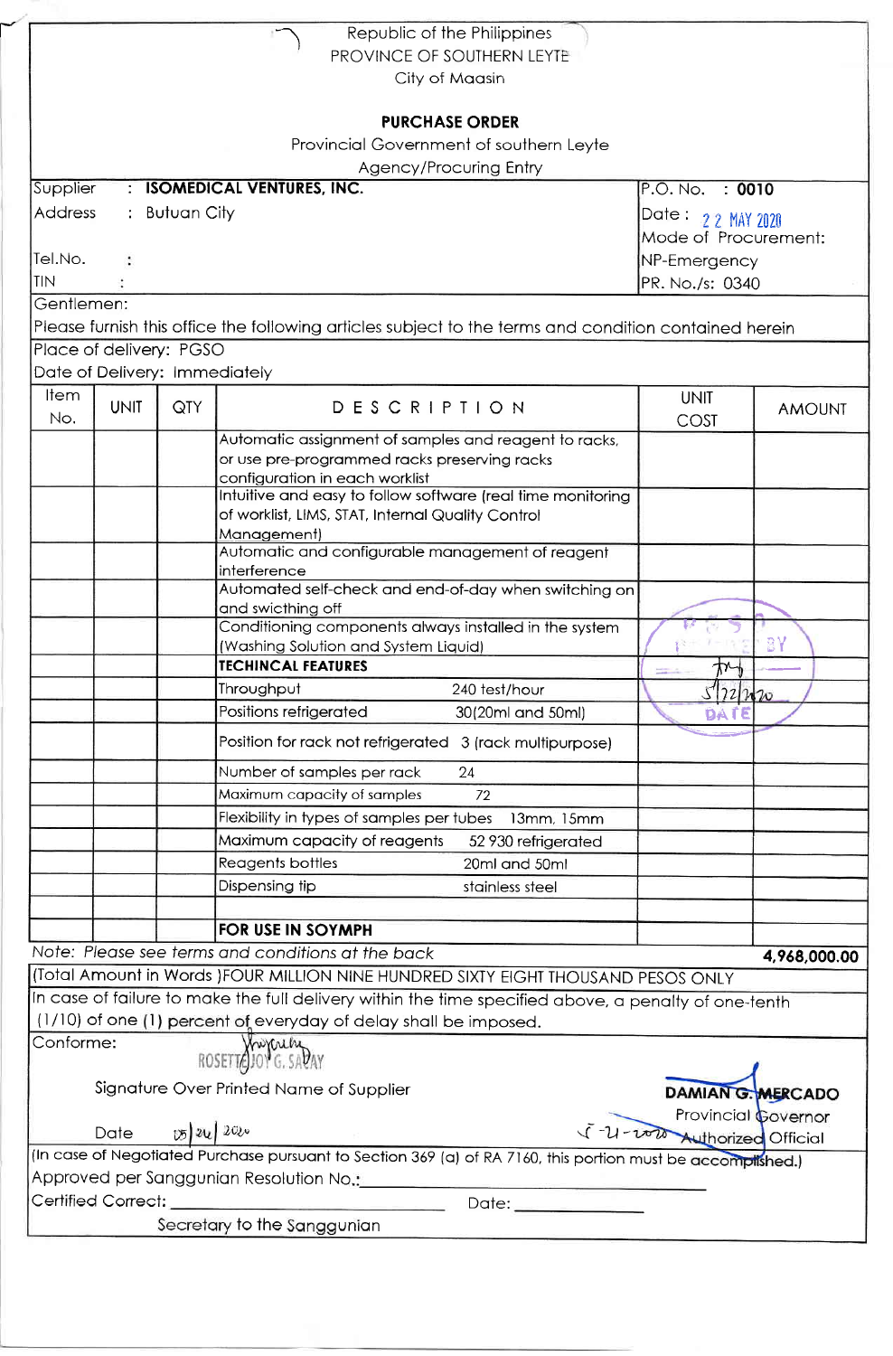Republic of the Philippines
PROVINCE OF SOUTHERN LEYTE
City of Maasin

**PURCHASE ORDER**

Provincial Government of southern Leyte
Agency/Procuring Entry

| | |
|---|---|
| Supplier : **ISOMEDICAL VENTURES, INC.** | P.O. No. : **0010** |
| Address : Butuan City | Date : 22 MAY 2020 |
| | Mode of Procurement: |
| Tel.No. : | NP-Emergency |
| TIN : | PR. No./s: 0340 |

Gentlemen:
Please furnish this office the following articles subject to the terms and condition contained herein

Place of delivery: PGSO
Date of Delivery: Immediately

| Item No. | UNIT | QTY | DESCRIPTION | UNIT COST | AMOUNT |
|---|---|---|---|---|---|
| | | | Automatic assignment of samples and reagent to racks, or use pre-programmed racks preserving racks configuration in each worklist | | |
| | | | Intuitive and easy to follow software (real time monitoring of worklist, LIMS, STAT, Internal Quality Control Management) | | |
| | | | Automatic and configurable management of reagent interference | | |
| | | | Automated self-check and end-of-day when switching on and swicthing off | | |
| | | | Conditioning components always installed in the system (Washing Solution and System Liquid) | | |
| | | | **TECHINCAL FEATURES** | | |
| | | | Throughput 240 test/hour | | |
| | | | Positions refrigerated 30(20ml and 50ml) | | |
| | | | Position for rack not refrigerated 3 (rack multipurpose) | | |
| | | | Number of samples per rack 24 | | |
| | | | Maximum capacity of samples 72 | | |
| | | | Flexibility in types of samples per tubes 13mm, 15mm | | |
| | | | Maximum capacity of reagents 52 930 refrigerated | | |
| | | | Reagents bottles 20ml and 50ml | | |
| | | | Dispensing tip stainless steel | | |
| | | | | | |
| | | | **FOR USE IN SOYMPH** | | |

*Note: Please see terms and conditions at the back* **4,968,000.00**

(Total Amount in Words )FOUR MILLION NINE HUNDRED SIXTY EIGHT THOUSAND PESOS ONLY

In case of failure to make the full delivery within the time specified above, a penalty of one-tenth (1/10) of one (1) percent of everyday of delay shall be imposed.

Conforme:

ROSETTE JOY G. SABAY
Signature Over Printed Name of Supplier

Date 05/26/2020

**DAMIAN G. MERCADO**
Provincial Governor
Authorized Official
5-21-2020

(In case of Negotiated Purchase pursuant to Section 369 (a) of RA 7160, this portion must be accomplished.)

Approved per Sanggunian Resolution No.:\_\_\_\_\_\_\_\_\_\_

Certified Correct: \_\_\_\_\_\_\_\_\_\_ Date: \_\_\_\_\_\_\_\_\_\_

Secretary to the Sanggunian